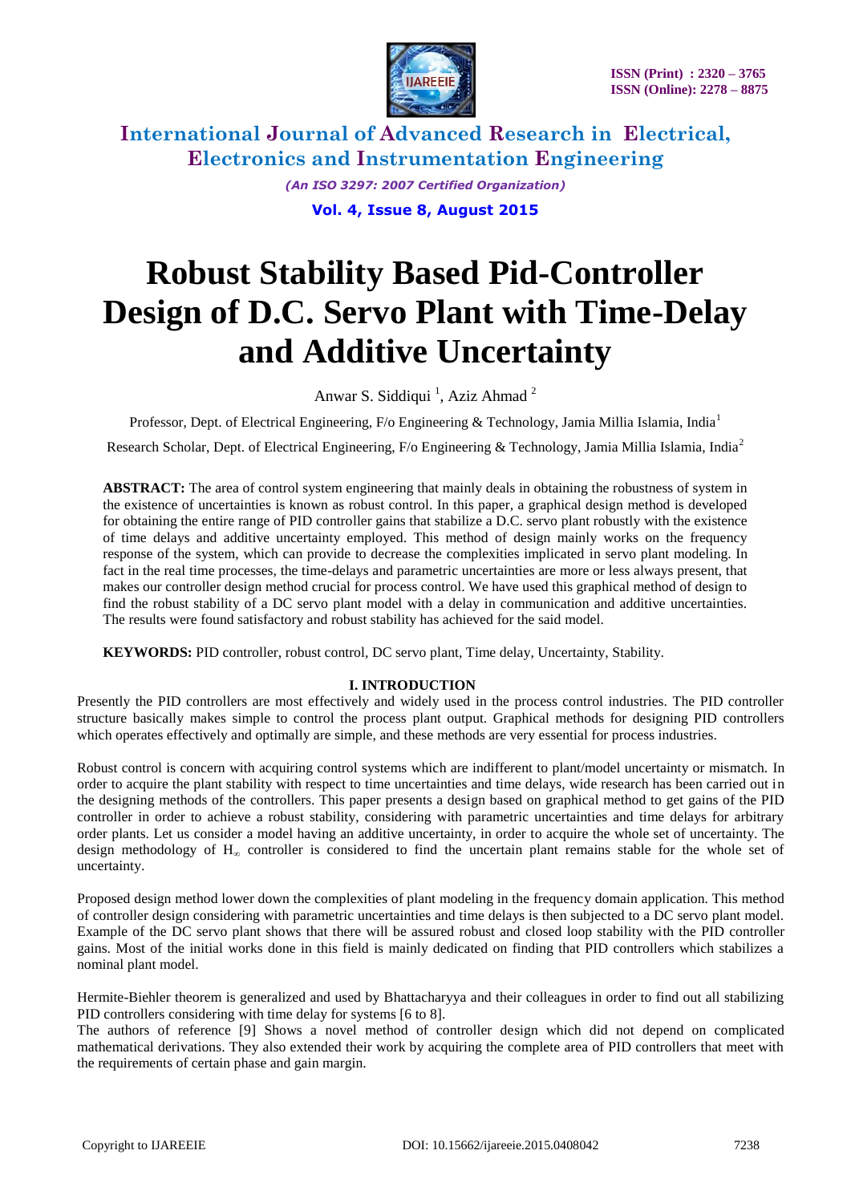# Robust Stability Based Pid-Controller Design of D.C. Servo Plant with Time-Delay and Additive Uncertainty

Anwar S. Siddiqui [1], Aziz Ahmad [2]

Professor, Dept. of Electrical Engineering, F/o Engineering & Technology, Jamia Millia Islamia, India[1]

Research Scholar, Dept. of Electrical Engineering, F/o Engineering & Technology, Jamia Millia Islamia, India[2]

**ABSTRACT:** The area of control system engineering that mainly deals in obtaining the robustness of system in the existence of uncertainties is known as robust control. In this paper, a graphical design method is developed for obtaining the entire range of PID controller gains that stabilize a D.C. servo plant robustly with the existence of time delays and additive uncertainty employed. This method of design mainly works on the frequency response of the system, which can provide to decrease the complexities implicated in servo plant modeling. In fact in the real time processes, the time-delays and parametric uncertainties are more or less always present, that makes our controller design method crucial for process control. We have used this graphical method of design to find the robust stability of a DC servo plant model with a delay in communication and additive uncertainties. The results were found satisfactory and robust stability has achieved for the said model.

**KEYWORDS:** PID controller, robust control, DC servo plant, Time delay, Uncertainty, Stability.

## I. INTRODUCTION

Presently the PID controllers are most effectively and widely used in the process control industries. The PID controller structure basically makes simple to control the process plant output. Graphical methods for designing PID controllers which operates effectively and optimally are simple, and these methods are very essential for process industries.

Robust control is concern with acquiring control systems which are indifferent to plant/model uncertainty or mismatch. In order to acquire the plant stability with respect to time uncertainties and time delays, wide research has been carried out in the designing methods of the controllers. This paper presents a design based on graphical method to get gains of the PID controller in order to achieve a robust stability, considering with parametric uncertainties and time delays for arbitrary order plants. Let us consider a model having an additive uncertainty, in order to acquire the whole set of uncertainty. The design methodology of $H_\infty$ controller is considered to find the uncertain plant remains stable for the whole set of uncertainty.

Proposed design method lower down the complexities of plant modeling in the frequency domain application. This method of controller design considering with parametric uncertainties and time delays is then subjected to a DC servo plant model. Example of the DC servo plant shows that there will be assured robust and closed loop stability with the PID controller gains. Most of the initial works done in this field is mainly dedicated on finding that PID controllers which stabilizes a nominal plant model.

Hermite-Biehler theorem is generalized and used by Bhattacharyya and their colleagues in order to find out all stabilizing PID controllers considering with time delay for systems [6 to 8].

The authors of reference [9] Shows a novel method of controller design which did not depend on complicated mathematical derivations. They also extended their work by acquiring the complete area of PID controllers that meet with the requirements of certain phase and gain margin.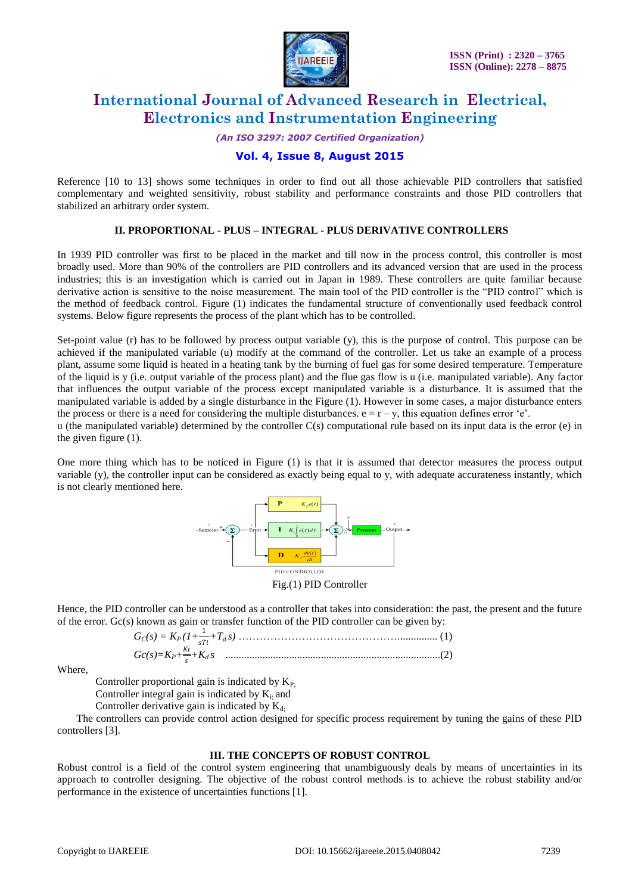Reference [10 to 13] shows some techniques in order to find out all those achievable PID controllers that satisfied complementary and weighted sensitivity, robust stability and performance constraints and those PID controllers that stabilized an arbitrary order system.

## II. PROPORTIONAL - PLUS – INTEGRAL - PLUS DERIVATIVE CONTROLLERS

In 1939 PID controller was first to be placed in the market and till now in the process control, this controller is most broadly used. More than 90% of the controllers are PID controllers and its advanced version that are used in the process industries; this is an investigation which is carried out in Japan in 1989. These controllers are quite familiar because derivative action is sensitive to the noise measurement. The main tool of the PID controller is the "PID control" which is the method of feedback control. Figure (1) indicates the fundamental structure of conventionally used feedback control systems. Below figure represents the process of the plant which has to be controlled.

Set-point value (r) has to be followed by process output variable (y), this is the purpose of control. This purpose can be achieved if the manipulated variable (u) modify at the command of the controller. Let us take an example of a process plant, assume some liquid is heated in a heating tank by the burning of fuel gas for some desired temperature. Temperature of the liquid is y (i.e. output variable of the process plant) and the flue gas flow is u (i.e. manipulated variable). Any factor that influences the output variable of the process except manipulated variable is a disturbance. It is assumed that the manipulated variable is added by a single disturbance in the Figure (1). However in some cases, a major disturbance enters the process or there is a need for considering the multiple disturbances. $e = r - y$, this equation defines error 'e'.
u (the manipulated variable) determined by the controller C(s) computational rule based on its input data is the error (e) in the given figure (1).

One more thing which has to be noticed in Figure (1) is that it is assumed that detector measures the process output variable (y), the controller input can be considered as exactly being equal to y, with adequate accurateness instantly, which is not clearly mentioned here.

Fig.(1) PID Controller

Hence, the PID controller can be understood as a controller that takes into consideration: the past, the present and the future of the error. Gc(s) known as gain or transfer function of the PID controller can be given by:

$$G_C(s) = K_P\left(1+\frac{1}{sT_i}+T_d s\right) \quad (1)$$

$$Gc(s)=K_P+\frac{Ki}{s}+K_d s \quad (2)$$

Where,

Controller proportional gain is indicated by $K_P$;
Controller integral gain is indicated by $K_i$; and
Controller derivative gain is indicated by $K_d$;

The controllers can provide control action designed for specific process requirement by tuning the gains of these PID controllers [3].

## III. THE CONCEPTS OF ROBUST CONTROL

Robust control is a field of the control system engineering that unambiguously deals by means of uncertainties in its approach to controller designing. The objective of the robust control methods is to achieve the robust stability and/or performance in the existence of uncertainties functions [1].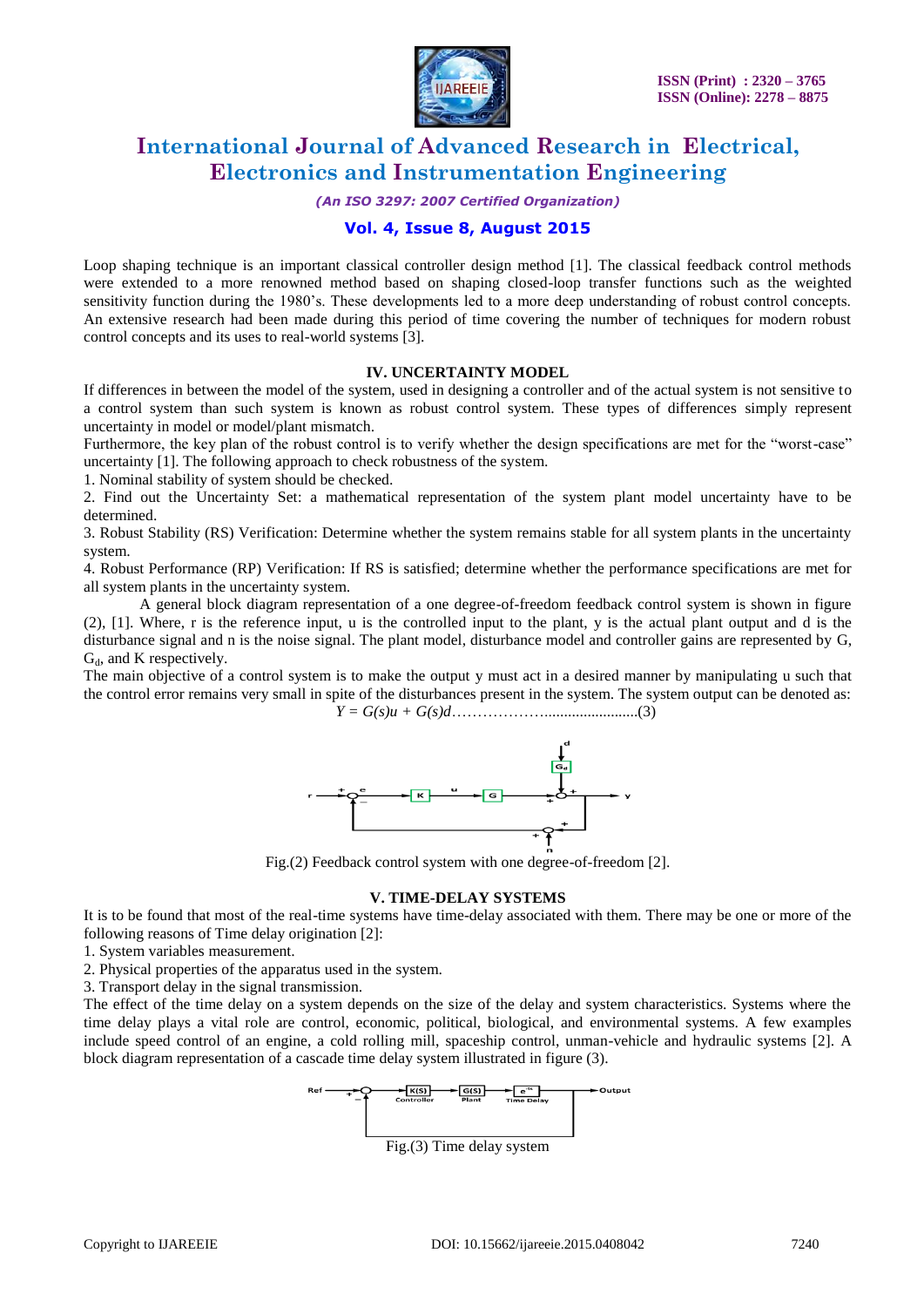Loop shaping technique is an important classical controller design method [1]. The classical feedback control methods were extended to a more renowned method based on shaping closed-loop transfer functions such as the weighted sensitivity function during the 1980's. These developments led to a more deep understanding of robust control concepts. An extensive research had been made during this period of time covering the number of techniques for modern robust control concepts and its uses to real-world systems [3].

## IV. UNCERTAINTY MODEL

If differences in between the model of the system, used in designing a controller and of the actual system is not sensitive to a control system than such system is known as robust control system. These types of differences simply represent uncertainty in model or model/plant mismatch.

Furthermore, the key plan of the robust control is to verify whether the design specifications are met for the "worst-case" uncertainty [1]. The following approach to check robustness of the system.

1. Nominal stability of system should be checked.
2. Find out the Uncertainty Set: a mathematical representation of the system plant model uncertainty have to be determined.
3. Robust Stability (RS) Verification: Determine whether the system remains stable for all system plants in the uncertainty system.
4. Robust Performance (RP) Verification: If RS is satisfied; determine whether the performance specifications are met for all system plants in the uncertainty system.

A general block diagram representation of a one degree-of-freedom feedback control system is shown in figure (2), [1]. Where, r is the reference input, u is the controlled input to the plant, y is the actual plant output and d is the disturbance signal and n is the noise signal. The plant model, disturbance model and controller gains are represented by G, $G_d$, and K respectively.

The main objective of a control system is to make the output y must act in a desired manner by manipulating u such that the control error remains very small in spite of the disturbances present in the system. The system output can be denoted as:

$$Y = G(s)u + G(s)d \quad \ldots\ldots\ldots(3)$$

Fig.(2) Feedback control system with one degree-of-freedom [2].

## V. TIME-DELAY SYSTEMS

It is to be found that most of the real-time systems have time-delay associated with them. There may be one or more of the following reasons of Time delay origination [2]:

1. System variables measurement.
2. Physical properties of the apparatus used in the system.
3. Transport delay in the signal transmission.

The effect of the time delay on a system depends on the size of the delay and system characteristics. Systems where the time delay plays a vital role are control, economic, political, biological, and environmental systems. A few examples include speed control of an engine, a cold rolling mill, spaceship control, unman-vehicle and hydraulic systems [2]. A block diagram representation of a cascade time delay system illustrated in figure (3).

Fig.(3) Time delay system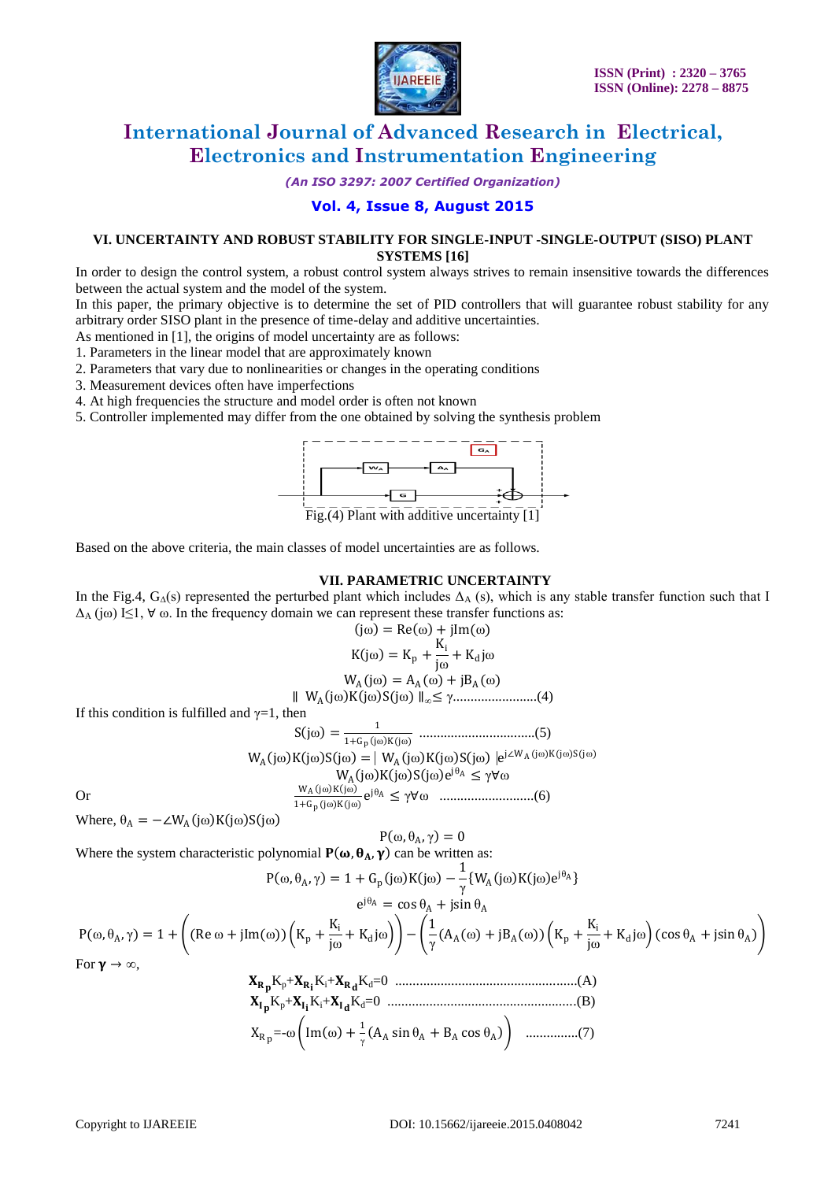### VI. UNCERTAINTY AND ROBUST STABILITY FOR SINGLE-INPUT -SINGLE-OUTPUT (SISO) PLANT SYSTEMS [16]

In order to design the control system, a robust control system always strives to remain insensitive towards the differences between the actual system and the model of the system.

In this paper, the primary objective is to determine the set of PID controllers that will guarantee robust stability for any arbitrary order SISO plant in the presence of time-delay and additive uncertainties.

As mentioned in [1], the origins of model uncertainty are as follows:

1. Parameters in the linear model that are approximately known
2. Parameters that vary due to nonlinearities or changes in the operating conditions
3. Measurement devices often have imperfections
4. At high frequencies the structure and model order is often not known
5. Controller implemented may differ from the one obtained by solving the synthesis problem

Fig.(4) Plant with additive uncertainty [1]

Based on the above criteria, the main classes of model uncertainties are as follows.

### VII. PARAMETRIC UNCERTAINTY

In the Fig.4, $G_\Delta(s)$ represented the perturbed plant which includes $\Delta_A(s)$, which is any stable transfer function such that I $\Delta_A(j\omega)$ I$\leq 1$, $\forall\ \omega$. In the frequency domain we can represent these transfer functions as:

$$(j\omega) = \mathrm{Re}(\omega) + j\mathrm{Im}(\omega)$$

$$K(j\omega) = K_p + \frac{K_i}{j\omega} + K_d j\omega$$

$$W_A(j\omega) = A_A(\omega) + jB_A(\omega)$$

$$\| W_A(j\omega)K(j\omega)S(j\omega) \|_\infty \leq \gamma \quad \text{.......................(4)}$$

If this condition is fulfilled and $\gamma=1$, then

$$S(j\omega) = \frac{1}{1+G_p(j\omega)K(j\omega)} \quad \text{................................(5)}$$

$$W_A(j\omega)K(j\omega)S(j\omega) = | W_A(j\omega)K(j\omega)S(j\omega) | e^{j\angle W_A(j\omega)K(j\omega)S(j\omega)}$$

$$W_A(j\omega)K(j\omega)S(j\omega)e^{j\theta_A} \leq \gamma\forall\omega$$

Or

$$\frac{W_A(j\omega)K(j\omega)}{1+G_p(j\omega)K(j\omega)}e^{j\theta_A} \leq \gamma\forall\omega \quad \text{..........................(6)}$$

Where, $\theta_A = -\angle W_A(j\omega)K(j\omega)S(j\omega)$

$$P(\omega, \theta_A, \gamma) = 0$$

Where the system characteristic polynomial $\mathbf{P(\omega, \theta_A, \gamma)}$ can be written as:

$$P(\omega, \theta_A, \gamma) = 1 + G_p(j\omega)K(j\omega) - \frac{1}{\gamma}\{W_A(j\omega)K(j\omega)e^{j\theta_A}\}$$

$$e^{j\theta_A} = \cos\theta_A + j\sin\theta_A$$

$$P(\omega, \theta_A, \gamma) = 1 + \left((\mathrm{Re}\,\omega + j\mathrm{Im}(\omega))\left(K_p + \frac{K_i}{j\omega} + K_d j\omega\right)\right) - \left(\frac{1}{\gamma}(A_A(\omega) + jB_A(\omega))\left(K_p + \frac{K_i}{j\omega} + K_d j\omega\right)(\cos\theta_A + j\sin\theta_A)\right)$$

For $\boldsymbol{\gamma} \to \infty$,

$$\mathbf{X_{R_p}}K_p + \mathbf{X_{R_i}}K_i + \mathbf{X_{R_d}}K_d = 0 \quad \text{...................................................(A)}$$

$$\mathbf{X_{I_p}}K_p + \mathbf{X_{I_i}}K_i + \mathbf{X_{I_d}}K_d = 0 \quad \text{.....................................................(B)}$$

$$X_{R_p} = -\omega\left(\mathrm{Im}(\omega) + \frac{1}{\gamma}(A_A\sin\theta_A + B_A\cos\theta_A)\right) \quad \text{...............(7)}$$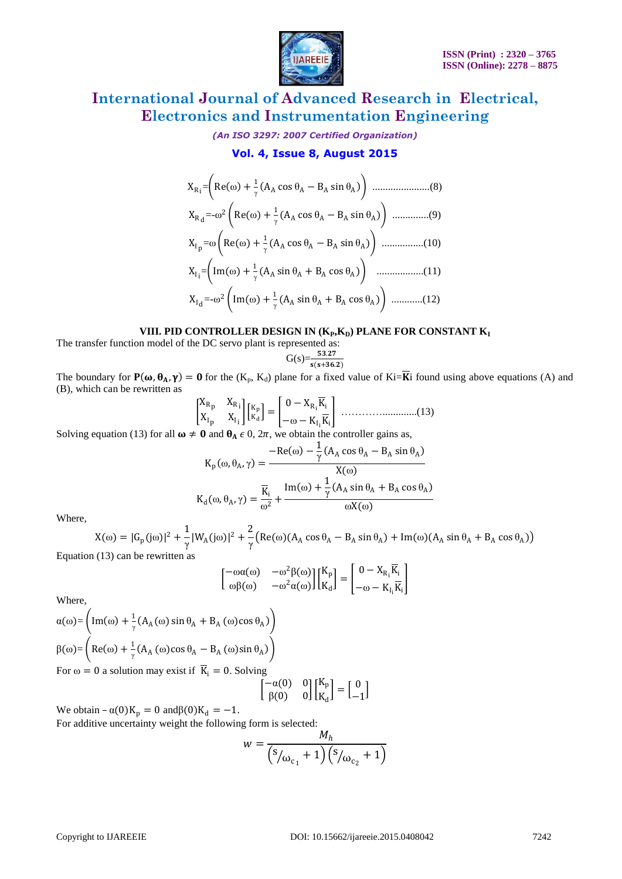$$X_{R_i}=\left(\mathrm{Re}(\omega)+\frac{1}{\gamma}(A_A\cos\theta_A-B_A\sin\theta_A)\right)\quad\text{......................(8)}$$

$$X_{R_d}=-\omega^2\left(\mathrm{Re}(\omega)+\frac{1}{\gamma}(A_A\cos\theta_A-B_A\sin\theta_A)\right)\quad\text{..............(9)}$$

$$X_{I_p}=\omega\left(\mathrm{Re}(\omega)+\frac{1}{\gamma}(A_A\cos\theta_A-B_A\sin\theta_A)\right)\quad\text{................(10)}$$

$$X_{I_i}=\left(\mathrm{Im}(\omega)+\frac{1}{\gamma}(A_A\sin\theta_A+B_A\cos\theta_A)\right)\quad\text{..................(11)}$$

$$X_{I_d}=-\omega^2\left(\mathrm{Im}(\omega)+\frac{1}{\gamma}(A_A\sin\theta_A+B_A\cos\theta_A)\right)\quad\text{............(12)}$$

## VIII. PID CONTROLLER DESIGN IN ($K_P$,$K_D$) PLANE FOR CONSTANT $K_I$

The transfer function model of the DC servo plant is represented as:

$$G(s)=\frac{53.27}{s(s+36.2)}$$

The boundary for $\mathbf{P(\omega,\theta_A,\gamma)=0}$ for the ($K_p$, $K_d$) plane for a fixed value of $K_i=\overline{\mathbf{K}}_i$ found using above equations (A) and (B), which can be rewritten as

$$\begin{bmatrix}X_{R_p} & X_{R_i}\\ X_{I_p} & X_{I_i}\end{bmatrix}\begin{bmatrix}K_p\\ K_d\end{bmatrix}=\begin{bmatrix}0-X_{R_i}\overline{K}_i\\ -\omega-K_{I_i}\overline{K}_i\end{bmatrix}\quad\text{.........................(13)}$$

Solving equation (13) for all $\boldsymbol{\omega}\neq\mathbf{0}$ and $\boldsymbol{\theta_A}\,\epsilon\;0,\,2\pi$, we obtain the controller gains as,

$$K_p(\omega,\theta_A,\gamma)=\frac{-\mathrm{Re}(\omega)-\frac{1}{\gamma}(A_A\cos\theta_A-B_A\sin\theta_A)}{X(\omega)}$$

$$K_d(\omega,\theta_A,\gamma)=\frac{\overline{K}_i}{\omega^2}+\frac{\mathrm{Im}(\omega)+\frac{1}{\gamma}(A_A\sin\theta_A+B_A\cos\theta_A)}{\omega X(\omega)}$$

Where,

$$X(\omega)=|G_p(j\omega)|^2+\frac{1}{\gamma}|W_A(j\omega)|^2+\frac{2}{\gamma}\big(\mathrm{Re}(\omega)(A_A\cos\theta_A-B_A\sin\theta_A)+\mathrm{Im}(\omega)(A_A\sin\theta_A+B_A\cos\theta_A)\big)$$

Equation (13) can be rewritten as

$$\begin{bmatrix}-\omega\alpha(\omega) & -\omega^2\beta(\omega)\\ \omega\beta(\omega) & -\omega^2\alpha(\omega)\end{bmatrix}\begin{bmatrix}K_p\\ K_d\end{bmatrix}=\begin{bmatrix}0-X_{R_i}\overline{K}_i\\ -\omega-K_{I_i}\overline{K}_i\end{bmatrix}$$

Where,

$$\alpha(\omega)=\left(\mathrm{Im}(\omega)+\frac{1}{\gamma}(A_A(\omega)\sin\theta_A+B_A(\omega)\cos\theta_A)\right)$$

$$\beta(\omega)=\left(\mathrm{Re}(\omega)+\frac{1}{\gamma}(A_A(\omega)\cos\theta_A-B_A(\omega)\sin\theta_A)\right)$$

For $\omega=0$ a solution may exist if $\overline{K}_i=0$. Solving

$$\begin{bmatrix}-\alpha(0) & 0\\ \beta(0) & 0\end{bmatrix}\begin{bmatrix}K_p\\ K_d\end{bmatrix}=\begin{bmatrix}0\\ -1\end{bmatrix}$$

We obtain $-\alpha(0)K_p=0$ and $\beta(0)K_d=-1$.

For additive uncertainty weight the following form is selected:

$$w=\frac{M_h}{\left(s/\omega_{c_1}+1\right)\left(s/\omega_{c_2}+1\right)}$$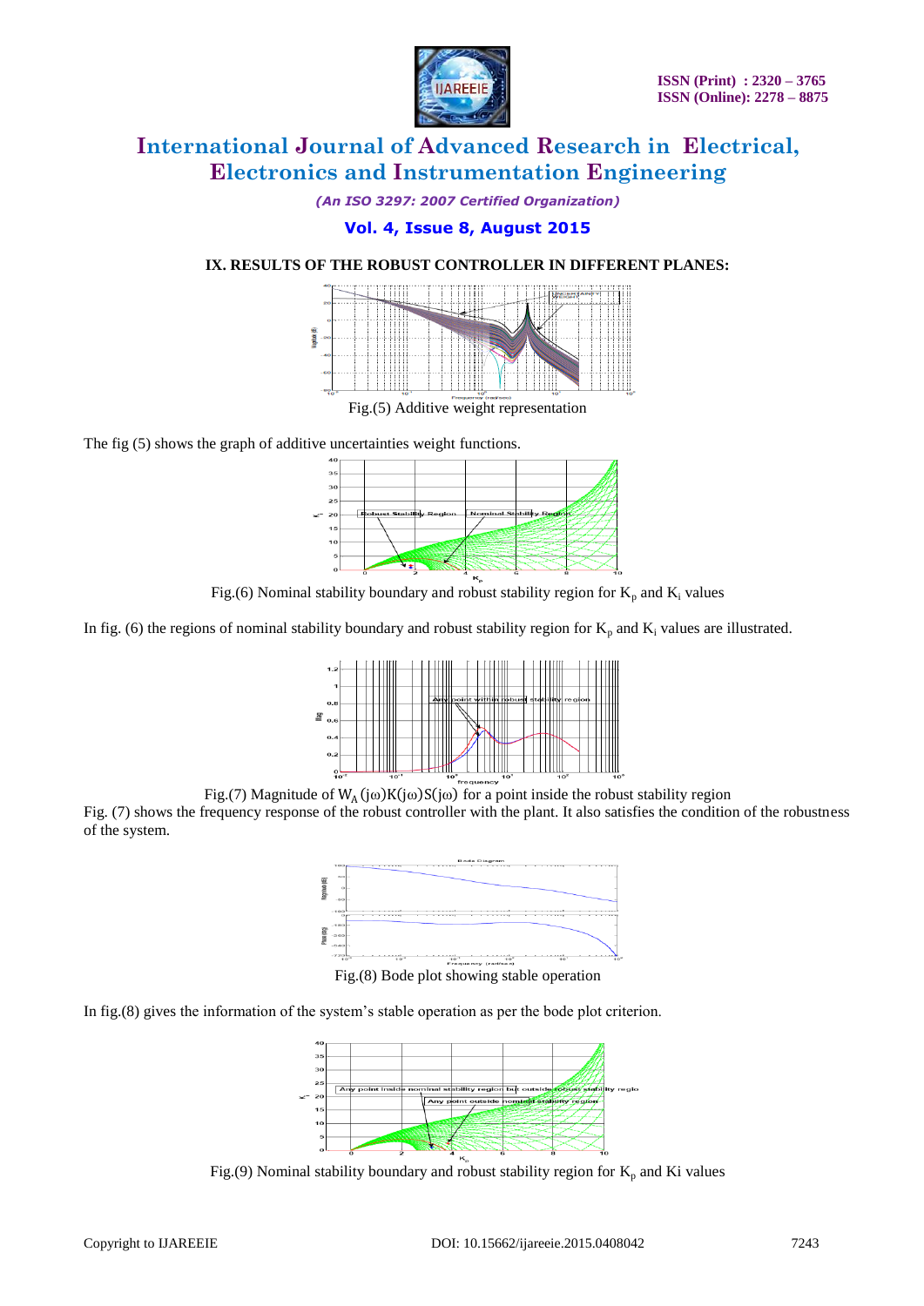## IX. RESULTS OF THE ROBUST CONTROLLER IN DIFFERENT PLANES:

Fig.(5) Additive weight representation

The fig (5) shows the graph of additive uncertainties weight functions.

Fig.(6) Nominal stability boundary and robust stability region for $K_p$ and $K_i$ values

In fig. (6) the regions of nominal stability boundary and robust stability region for $K_p$ and $K_i$ values are illustrated.

Fig.(7) Magnitude of $W_A(j\omega)K(j\omega)S(j\omega)$ for a point inside the robust stability region

Fig. (7) shows the frequency response of the robust controller with the plant. It also satisfies the condition of the robustness of the system.

Fig.(8) Bode plot showing stable operation

In fig.(8) gives the information of the system's stable operation as per the bode plot criterion.

Fig.(9) Nominal stability boundary and robust stability region for $K_p$ and Ki values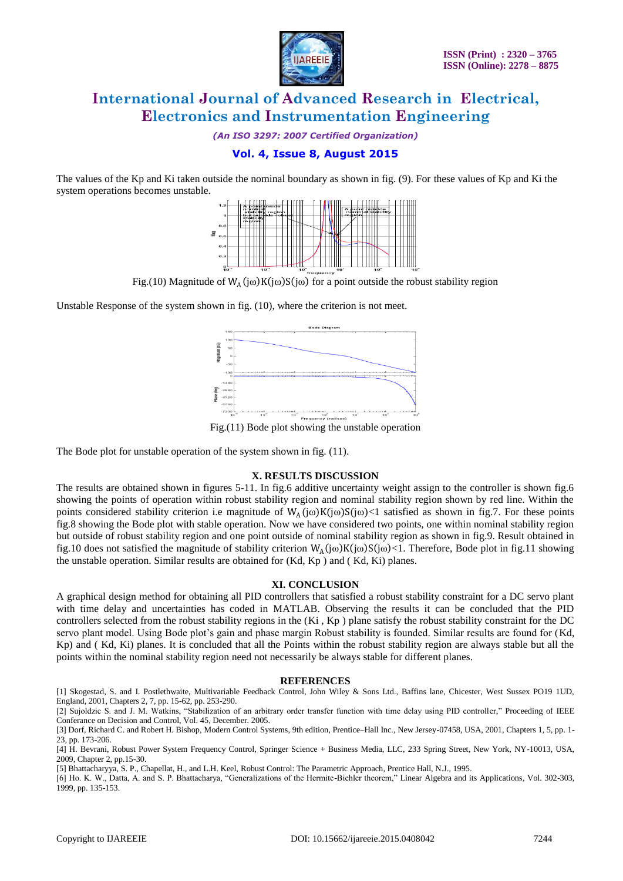The values of the Kp and Ki taken outside the nominal boundary as shown in fig. (9). For these values of Kp and Ki the system operations becomes unstable.

Fig.(10) Magnitude of $W_A(j\omega)K(j\omega)S(j\omega)$ for a point outside the robust stability region

Unstable Response of the system shown in fig. (10), where the criterion is not meet.

Fig.(11) Bode plot showing the unstable operation

The Bode plot for unstable operation of the system shown in fig. (11).

## X. RESULTS DISCUSSION

The results are obtained shown in figures 5-11. In fig.6 additive uncertainty weight assign to the controller is shown fig.6 showing the points of operation within robust stability region and nominal stability region shown by red line. Within the points considered stability criterion i.e magnitude of $W_A(j\omega)K(j\omega)S(j\omega)<1$ satisfied as shown in fig.7. For these points fig.8 showing the Bode plot with stable operation. Now we have considered two points, one within nominal stability region but outside of robust stability region and one point outside of nominal stability region as shown in fig.9. Result obtained in fig.10 does not satisfied the magnitude of stability criterion $W_A(j\omega)K(j\omega)S(j\omega)<1$. Therefore, Bode plot in fig.11 showing the unstable operation. Similar results are obtained for (Kd, Kp ) and ( Kd, Ki) planes.

## XI. CONCLUSION

A graphical design method for obtaining all PID controllers that satisfied a robust stability constraint for a DC servo plant with time delay and uncertainties has coded in MATLAB. Observing the results it can be concluded that the PID controllers selected from the robust stability regions in the (Ki , Kp ) plane satisfy the robust stability constraint for the DC servo plant model. Using Bode plot's gain and phase margin Robust stability is founded. Similar results are found for (Kd, Kp) and ( Kd, Ki) planes. It is concluded that all the Points within the robust stability region are always stable but all the points within the nominal stability region need not necessarily be always stable for different planes.

## REFERENCES

[1] Skogestad, S. and I. Postlethwaite, Multivariable Feedback Control, John Wiley & Sons Ltd., Baffins lane, Chicester, West Sussex PO19 1UD, England, 2001, Chapters 2, 7, pp. 15-62, pp. 253-290.

[2] Sujoldzic S. and J. M. Watkins, "Stabilization of an arbitrary order transfer function with time delay using PID controller," Proceeding of IEEE Conferance on Decision and Control, Vol. 45, December. 2005.

[3] Dorf, Richard C. and Robert H. Bishop, Modern Control Systems, 9th edition, Prentice–Hall Inc., New Jersey-07458, USA, 2001, Chapters 1, 5, pp. 1-23, pp. 173-206.

[4] H. Bevrani, Robust Power System Frequency Control, Springer Science + Business Media, LLC, 233 Spring Street, New York, NY-10013, USA, 2009, Chapter 2, pp.15-30.

[5] Bhattacharyya, S. P., Chapellat, H., and L.H. Keel, Robust Control: The Parametric Approach, Prentice Hall, N.J., 1995.

[6] Ho. K. W., Datta, A. and S. P. Bhattacharya, "Generalizations of the Hermite-Biehler theorem," Linear Algebra and its Applications, Vol. 302-303, 1999, pp. 135-153.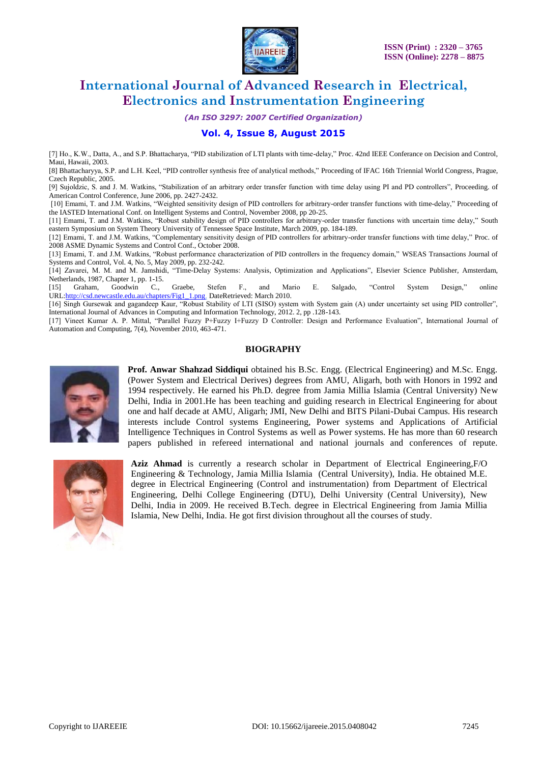[7] Ho., K.W., Datta, A., and S.P. Bhattacharya, "PID stabilization of LTI plants with time-delay," Proc. 42nd IEEE Conferance on Decision and Control, Maui, Hawaii, 2003.

[8] Bhattacharyya, S.P. and L.H. Keel, "PID controller synthesis free of analytical methods," Proceeding of IFAC 16th Triennial World Congress, Prague, Czech Republic, 2005.

[9] Sujoldzic, S. and J. M. Watkins, "Stabilization of an arbitrary order transfer function with time delay using PI and PD controllers", Proceeding. of American Control Conference, June 2006, pp. 2427-2432.

[10] Emami, T. and J.M. Watkins, "Weighted sensitivity design of PID controllers for arbitrary-order transfer functions with time-delay," Proceeding of the IASTED International Conf. on Intelligent Systems and Control, November 2008, pp 20-25.

[11] Emami, T. and J.M. Watkins, "Robust stability design of PID controllers for arbitrary-order transfer functions with uncertain time delay," South eastern Symposium on System Theory University of Tennessee Space Institute, March 2009, pp. 184-189.

[12] Emami, T. and J.M. Watkins, "Complementary sensitivity design of PID controllers for arbitrary-order transfer functions with time delay," Proc. of 2008 ASME Dynamic Systems and Control Conf., October 2008.

[13] Emami, T. and J.M. Watkins, "Robust performance characterization of PID controllers in the frequency domain," WSEAS Transactions Journal of Systems and Control, Vol. 4, No. 5, May 2009, pp. 232-242.

[14] Zavarei, M. M. and M. Jamshidi, "Time-Delay Systems: Analysis, Optimization and Applications", Elsevier Science Publisher, Amsterdam, Netherlands, 1987, Chapter 1, pp. 1-15.

[15] Graham, Goodwin C., Graebe, Stefen F., and Mario E. Salgado, "Control System Design," online URL:http://csd.newcastle.edu.au/chapters/Fig1_1.png. DateRetrieved: March 2010.

[16] Singh Gursewak and gagandeep Kaur, "Robust Stability of LTI (SISO) system with System gain (A) under uncertainty set using PID controller", International Journal of Advances in Computing and Information Technology, 2012. 2, pp .128-143.

[17] Vineet Kumar A. P. Mittal, "Parallel Fuzzy P+Fuzzy I+Fuzzy D Controller: Design and Performance Evaluation", International Journal of Automation and Computing, 7(4), November 2010, 463-471.

## BIOGRAPHY

**Prof. Anwar Shahzad Siddiqui** obtained his B.Sc. Engg. (Electrical Engineering) and M.Sc. Engg. (Power System and Electrical Derives) degrees from AMU, Aligarh, both with Honors in 1992 and 1994 respectively. He earned his Ph.D. degree from Jamia Millia Islamia (Central University) New Delhi, India in 2001.He has been teaching and guiding research in Electrical Engineering for about one and half decade at AMU, Aligarh; JMI, New Delhi and BITS Pilani-Dubai Campus. His research interests include Control systems Engineering, Power systems and Applications of Artificial Intelligence Techniques in Control Systems as well as Power systems. He has more than 60 research papers published in refereed international and national journals and conferences of repute.

**Aziz Ahmad** is currently a research scholar in Department of Electrical Engineering,F/O Engineering & Technology, Jamia Millia Islamia (Central University), India. He obtained M.E. degree in Electrical Engineering (Control and instrumentation) from Department of Electrical Engineering, Delhi College Engineering (DTU), Delhi University (Central University), New Delhi, India in 2009. He received B.Tech. degree in Electrical Engineering from Jamia Millia Islamia, New Delhi, India. He got first division throughout all the courses of study.